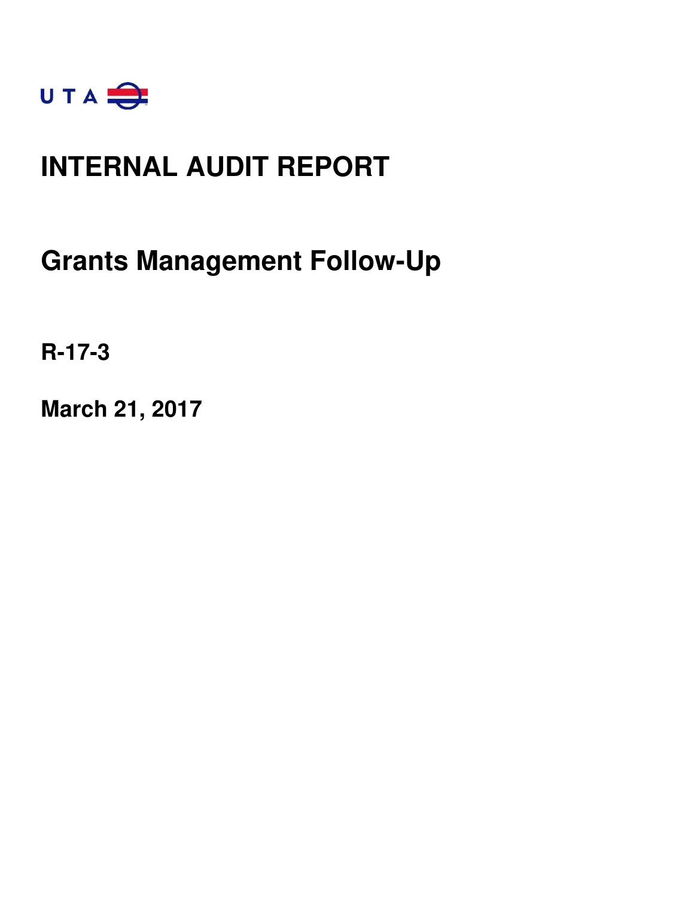U T A

# INTERNAL AUDIT REPORT

## Grants Management Follow-Up

**R-17-3**

**March 21, 2017**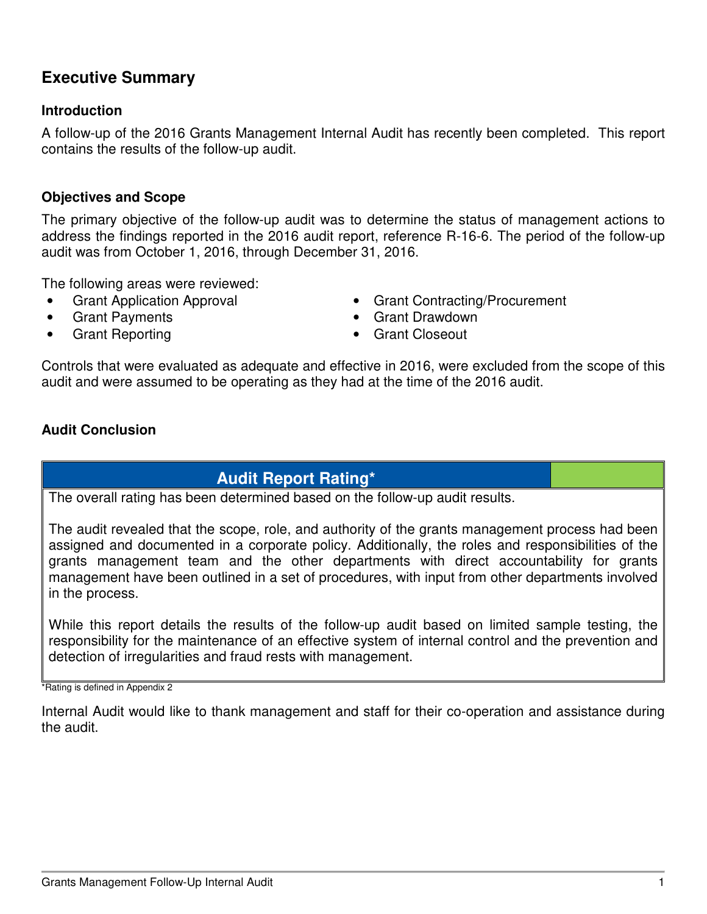## Executive Summary

### Introduction

A follow-up of the 2016 Grants Management Internal Audit has recently been completed. This report contains the results of the follow-up audit.

### Objectives and Scope

The primary objective of the follow-up audit was to determine the status of management actions to address the findings reported in the 2016 audit report, reference R-16-6. The period of the follow-up audit was from October 1, 2016, through December 31, 2016.

The following areas were reviewed:

- Grant Application Approval
- Grant Payments
- Grant Reporting
- Grant Contracting/Procurement
- Grant Drawdown
- Grant Closeout

Controls that were evaluated as adequate and effective in 2016, were excluded from the scope of this audit and were assumed to be operating as they had at the time of the 2016 audit.

### Audit Conclusion

| Audit Report Rating* | |
|---|---|
| The overall rating has been determined based on the follow-up audit results.<br><br>The audit revealed that the scope, role, and authority of the grants management process had been assigned and documented in a corporate policy. Additionally, the roles and responsibilities of the grants management team and the other departments with direct accountability for grants management have been outlined in a set of procedures, with input from other departments involved in the process.<br><br>While this report details the results of the follow-up audit based on limited sample testing, the responsibility for the maintenance of an effective system of internal control and the prevention and detection of irregularities and fraud rests with management. | |

*Rating is defined in Appendix 2

Internal Audit would like to thank management and staff for their co-operation and assistance during the audit.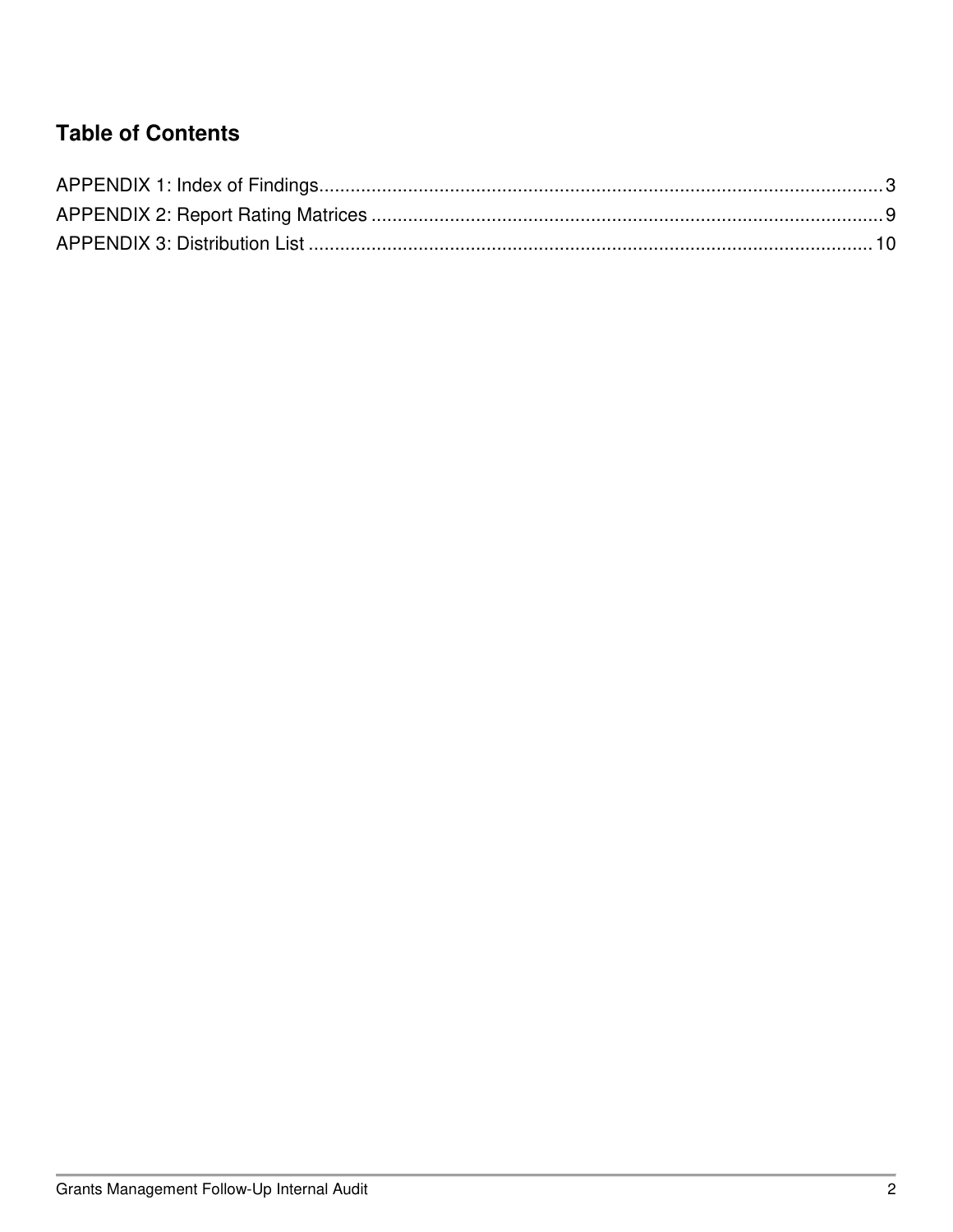## Table of Contents

APPENDIX 1: Index of Findings............................................................................................................3
APPENDIX 2: Report Rating Matrices ..................................................................................................9
APPENDIX 3: Distribution List ............................................................................................................10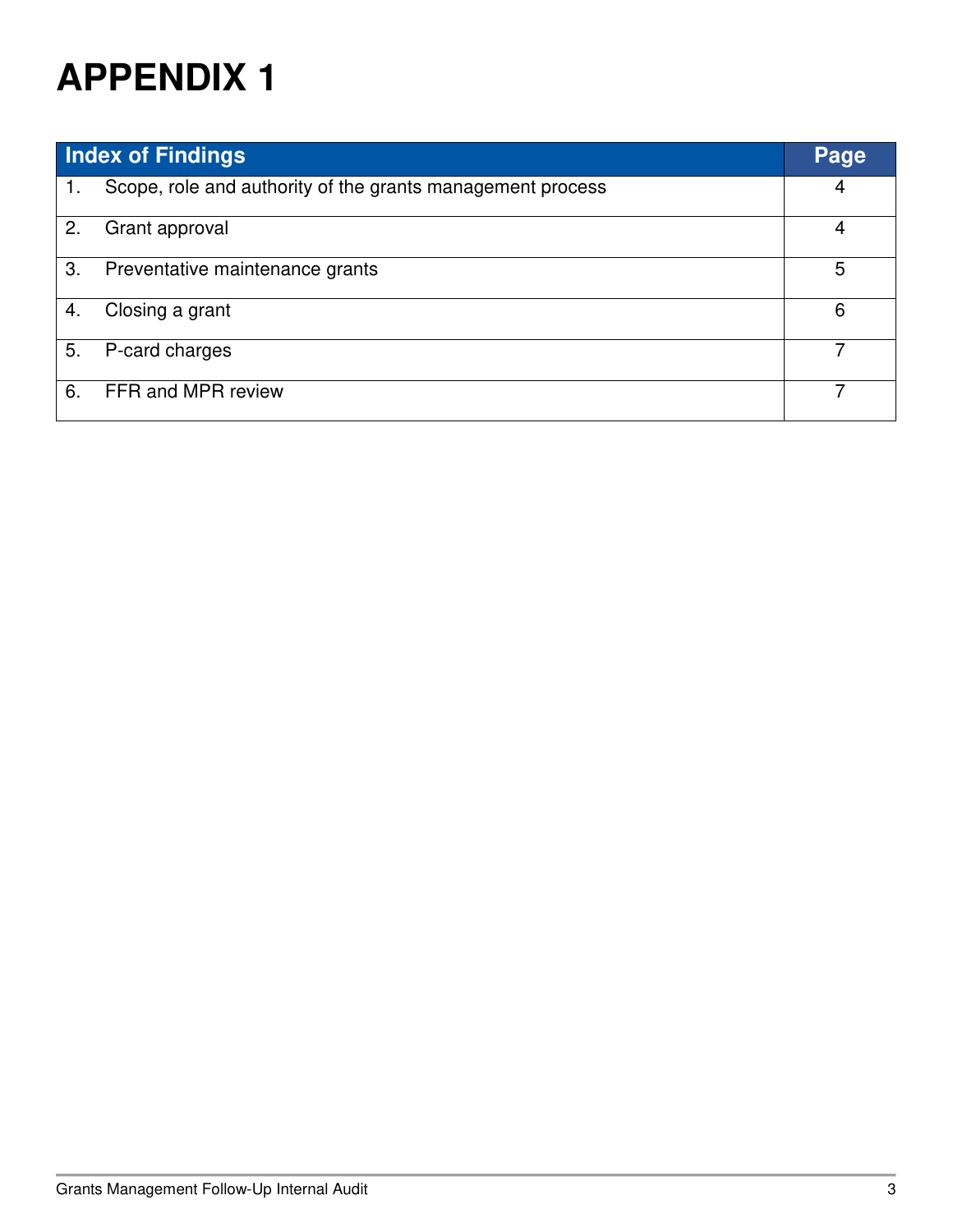# APPENDIX 1

| Index of Findings | Page |
|---|---|
| 1. Scope, role and authority of the grants management process | 4 |
| 2. Grant approval | 4 |
| 3. Preventative maintenance grants | 5 |
| 4. Closing a grant | 6 |
| 5. P-card charges | 7 |
| 6. FFR and MPR review | 7 |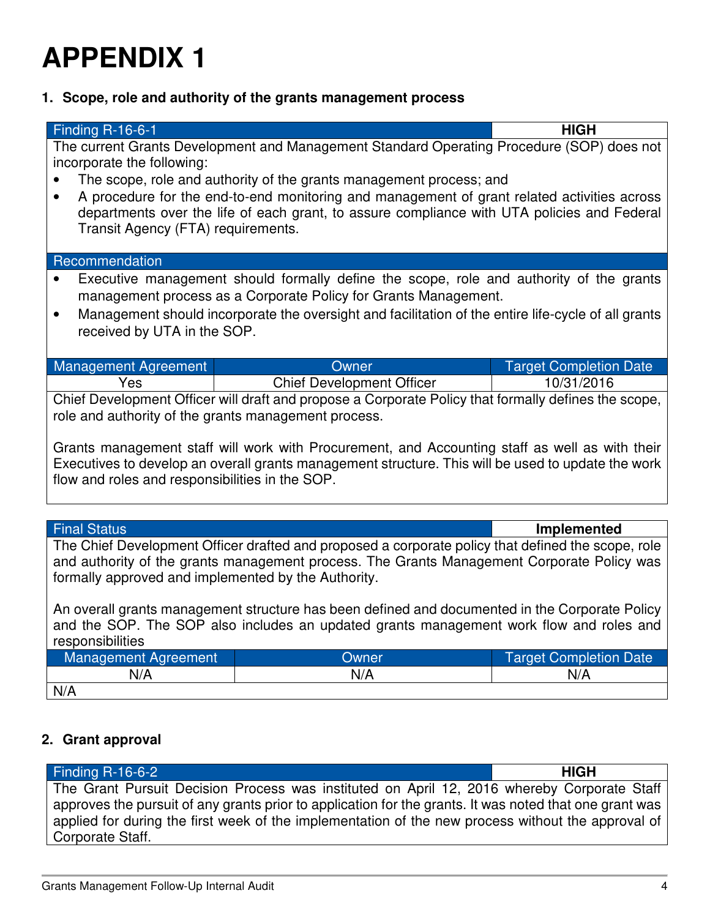# APPENDIX 1

## 1. Scope, role and authority of the grants management process

| Finding R-16-6-1 | HIGH |
|---|---|

The current Grants Development and Management Standard Operating Procedure (SOP) does not incorporate the following:

- The scope, role and authority of the grants management process; and
- A procedure for the end-to-end monitoring and management of grant related activities across departments over the life of each grant, to assure compliance with UTA policies and Federal Transit Agency (FTA) requirements.

**Recommendation**

- Executive management should formally define the scope, role and authority of the grants management process as a Corporate Policy for Grants Management.
- Management should incorporate the oversight and facilitation of the entire life-cycle of all grants received by UTA in the SOP.

| Management Agreement | Owner | Target Completion Date |
|---|---|---|
| Yes | Chief Development Officer | 10/31/2016 |

Chief Development Officer will draft and propose a Corporate Policy that formally defines the scope, role and authority of the grants management process.

Grants management staff will work with Procurement, and Accounting staff as well as with their Executives to develop an overall grants management structure. This will be used to update the work flow and roles and responsibilities in the SOP.

| Final Status | Implemented |
|---|---|

The Chief Development Officer drafted and proposed a corporate policy that defined the scope, role and authority of the grants management process. The Grants Management Corporate Policy was formally approved and implemented by the Authority.

An overall grants management structure has been defined and documented in the Corporate Policy and the SOP. The SOP also includes an updated grants management work flow and roles and responsibilities

| Management Agreement | Owner | Target Completion Date |
|---|---|---|
| N/A | N/A | N/A |

N/A

## 2. Grant approval

| Finding R-16-6-2 | HIGH |
|---|---|

The Grant Pursuit Decision Process was instituted on April 12, 2016 whereby Corporate Staff approves the pursuit of any grants prior to application for the grants. It was noted that one grant was applied for during the first week of the implementation of the new process without the approval of Corporate Staff.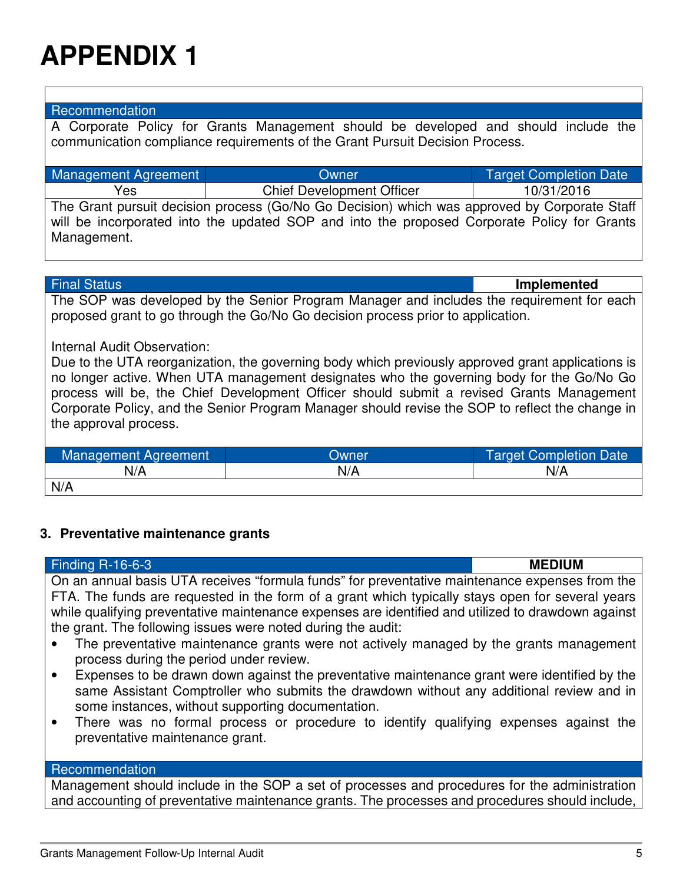# APPENDIX 1

| Recommendation |
|---|
| A Corporate Policy for Grants Management should be developed and should include the communication compliance requirements of the Grant Pursuit Decision Process. |

| Management Agreement | Owner | Target Completion Date |
|---|---|---|
| Yes | Chief Development Officer | 10/31/2016 |

The Grant pursuit decision process (Go/No Go Decision) which was approved by Corporate Staff will be incorporated into the updated SOP and into the proposed Corporate Policy for Grants Management.

| Final Status | **Implemented** |
|---|---|

The SOP was developed by the Senior Program Manager and includes the requirement for each proposed grant to go through the Go/No Go decision process prior to application.

Internal Audit Observation:
Due to the UTA reorganization, the governing body which previously approved grant applications is no longer active. When UTA management designates who the governing body for the Go/No Go process will be, the Chief Development Officer should submit a revised Grants Management Corporate Policy, and the Senior Program Manager should revise the SOP to reflect the change in the approval process.

| Management Agreement | Owner | Target Completion Date |
|---|---|---|
| N/A | N/A | N/A |

N/A

### 3. Preventative maintenance grants

| Finding R-16-6-3 | **MEDIUM** |
|---|---|

On an annual basis UTA receives "formula funds" for preventative maintenance expenses from the FTA. The funds are requested in the form of a grant which typically stays open for several years while qualifying preventative maintenance expenses are identified and utilized to drawdown against the grant. The following issues were noted during the audit:

- The preventative maintenance grants were not actively managed by the grants management process during the period under review.
- Expenses to be drawn down against the preventative maintenance grant were identified by the same Assistant Comptroller who submits the drawdown without any additional review and in some instances, without supporting documentation.
- There was no formal process or procedure to identify qualifying expenses against the preventative maintenance grant.

| Recommendation |
|---|
| Management should include in the SOP a set of processes and procedures for the administration and accounting of preventative maintenance grants. The processes and procedures should include, |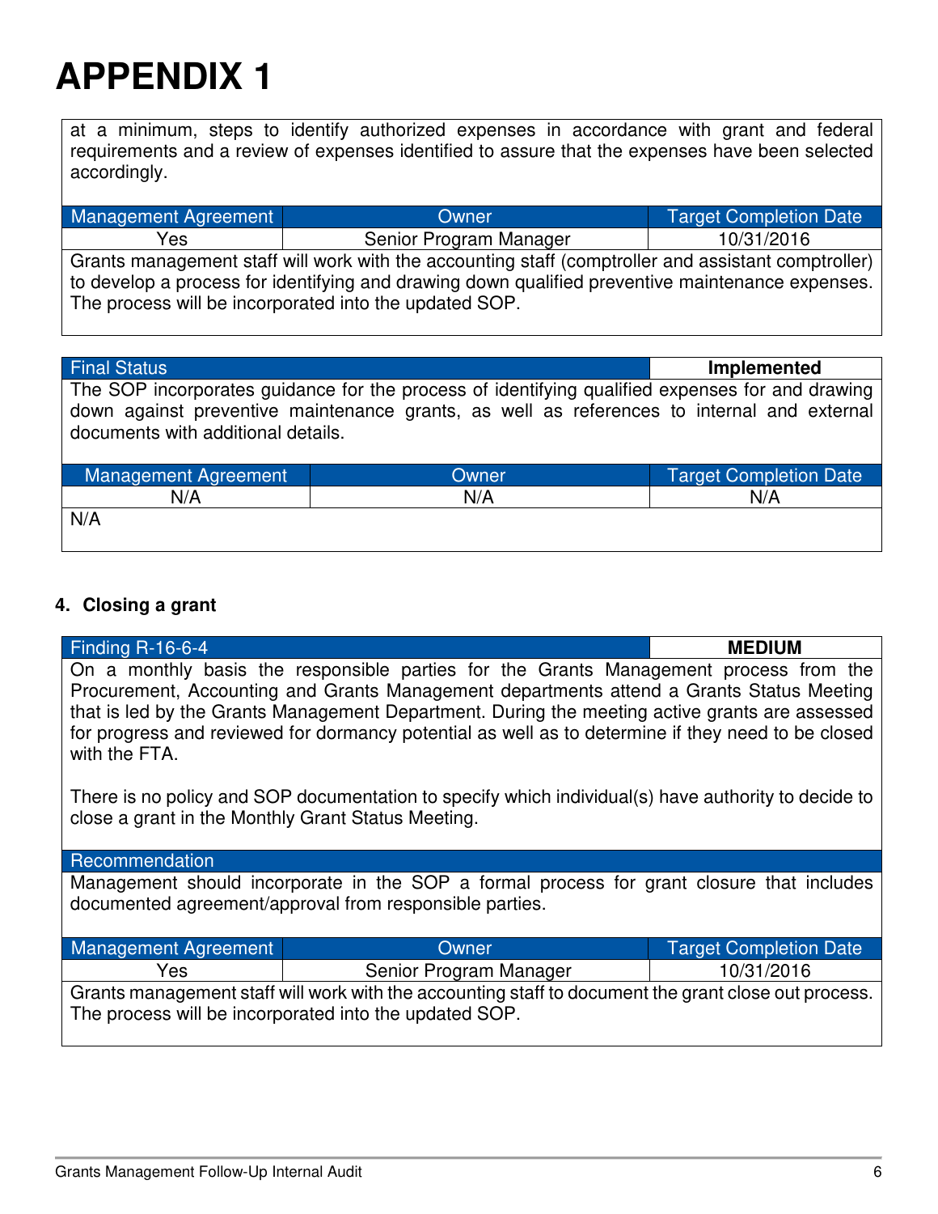# APPENDIX 1

at a minimum, steps to identify authorized expenses in accordance with grant and federal requirements and a review of expenses identified to assure that the expenses have been selected accordingly.

| Management Agreement | Owner | Target Completion Date |
|---|---|---|
| Yes | Senior Program Manager | 10/31/2016 |

Grants management staff will work with the accounting staff (comptroller and assistant comptroller) to develop a process for identifying and drawing down qualified preventive maintenance expenses. The process will be incorporated into the updated SOP.

| Final Status | **Implemented** |
|---|---|

The SOP incorporates guidance for the process of identifying qualified expenses for and drawing down against preventive maintenance grants, as well as references to internal and external documents with additional details.

| Management Agreement | Owner | Target Completion Date |
|---|---|---|
| N/A | N/A | N/A |

N/A

### 4. Closing a grant

| Finding R-16-6-4 | **MEDIUM** |
|---|---|

On a monthly basis the responsible parties for the Grants Management process from the Procurement, Accounting and Grants Management departments attend a Grants Status Meeting that is led by the Grants Management Department. During the meeting active grants are assessed for progress and reviewed for dormancy potential as well as to determine if they need to be closed with the FTA.

There is no policy and SOP documentation to specify which individual(s) have authority to decide to close a grant in the Monthly Grant Status Meeting.

**Recommendation**

Management should incorporate in the SOP a formal process for grant closure that includes documented agreement/approval from responsible parties.

| Management Agreement | Owner | Target Completion Date |
|---|---|---|
| Yes | Senior Program Manager | 10/31/2016 |

Grants management staff will work with the accounting staff to document the grant close out process. The process will be incorporated into the updated SOP.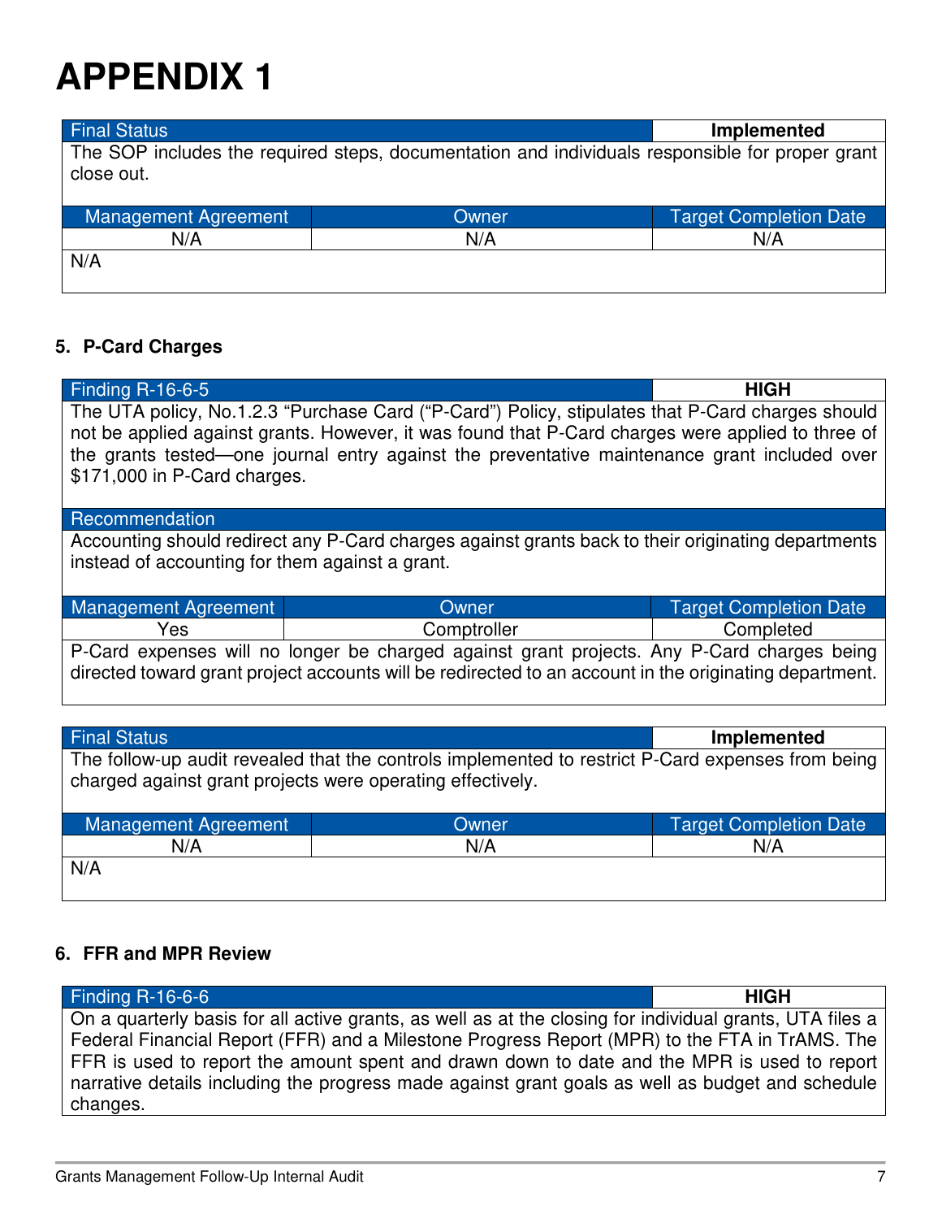# APPENDIX 1

| Final Status | | Implemented |
|---|---|---|
| The SOP includes the required steps, documentation and individuals responsible for proper grant close out. | | |
| **Management Agreement** | **Owner** | **Target Completion Date** |
| N/A | N/A | N/A |
| N/A | | |

### 5. P-Card Charges

| Finding R-16-6-5 | | HIGH |
|---|---|---|
| The UTA policy, No.1.2.3 "Purchase Card ("P-Card") Policy, stipulates that P-Card charges should not be applied against grants. However, it was found that P-Card charges were applied to three of the grants tested—one journal entry against the preventative maintenance grant included over $171,000 in P-Card charges. | | |
| **Recommendation** | | |
| Accounting should redirect any P-Card charges against grants back to their originating departments instead of accounting for them against a grant. | | |
| **Management Agreement** | **Owner** | **Target Completion Date** |
| Yes | Comptroller | Completed |
| P-Card expenses will no longer be charged against grant projects. Any P-Card charges being directed toward grant project accounts will be redirected to an account in the originating department. | | |

| Final Status | | Implemented |
|---|---|---|
| The follow-up audit revealed that the controls implemented to restrict P-Card expenses from being charged against grant projects were operating effectively. | | |
| **Management Agreement** | **Owner** | **Target Completion Date** |
| N/A | N/A | N/A |
| N/A | | |

### 6. FFR and MPR Review

| Finding R-16-6-6 | HIGH |
|---|---|
| On a quarterly basis for all active grants, as well as at the closing for individual grants, UTA files a Federal Financial Report (FFR) and a Milestone Progress Report (MPR) to the FTA in TrAMS. The FFR is used to report the amount spent and drawn down to date and the MPR is used to report narrative details including the progress made against grant goals as well as budget and schedule changes. | |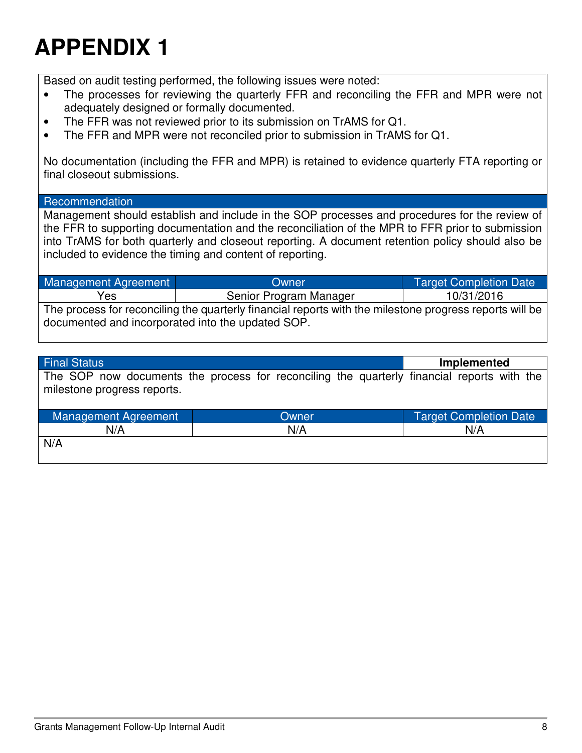# APPENDIX 1

Based on audit testing performed, the following issues were noted:

- The processes for reviewing the quarterly FFR and reconciling the FFR and MPR were not adequately designed or formally documented.
- The FFR was not reviewed prior to its submission on TrAMS for Q1.
- The FFR and MPR were not reconciled prior to submission in TrAMS for Q1.

No documentation (including the FFR and MPR) is retained to evidence quarterly FTA reporting or final closeout submissions.

**Recommendation**

Management should establish and include in the SOP processes and procedures for the review of the FFR to supporting documentation and the reconciliation of the MPR to FFR prior to submission into TrAMS for both quarterly and closeout reporting. A document retention policy should also be included to evidence the timing and content of reporting.

| Management Agreement | Owner | Target Completion Date |
|---|---|---|
| Yes | Senior Program Manager | 10/31/2016 |

The process for reconciling the quarterly financial reports with the milestone progress reports will be documented and incorporated into the updated SOP.

| Final Status | **Implemented** |
|---|---|

The SOP now documents the process for reconciling the quarterly financial reports with the milestone progress reports.

| Management Agreement | Owner | Target Completion Date |
|---|---|---|
| N/A | N/A | N/A |

N/A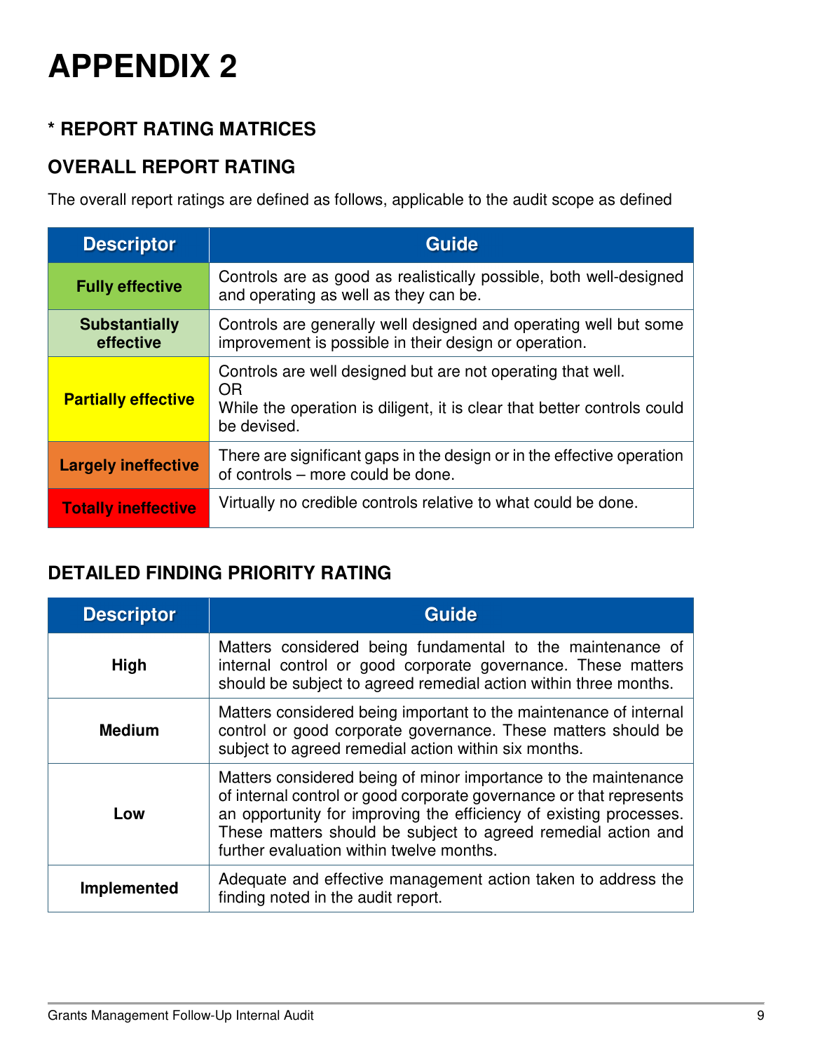# APPENDIX 2

## * REPORT RATING MATRICES

## OVERALL REPORT RATING

The overall report ratings are defined as follows, applicable to the audit scope as defined

| Descriptor | Guide |
|---|---|
| **Fully effective** | Controls are as good as realistically possible, both well-designed and operating as well as they can be. |
| **Substantially effective** | Controls are generally well designed and operating well but some improvement is possible in their design or operation. |
| **Partially effective** | Controls are well designed but are not operating that well.<br>OR<br>While the operation is diligent, it is clear that better controls could be devised. |
| **Largely ineffective** | There are significant gaps in the design or in the effective operation of controls – more could be done. |
| **Totally ineffective** | Virtually no credible controls relative to what could be done. |

## DETAILED FINDING PRIORITY RATING

| Descriptor | Guide |
|---|---|
| **High** | Matters considered being fundamental to the maintenance of internal control or good corporate governance. These matters should be subject to agreed remedial action within three months. |
| **Medium** | Matters considered being important to the maintenance of internal control or good corporate governance. These matters should be subject to agreed remedial action within six months. |
| **Low** | Matters considered being of minor importance to the maintenance of internal control or good corporate governance or that represents an opportunity for improving the efficiency of existing processes. These matters should be subject to agreed remedial action and further evaluation within twelve months. |
| **Implemented** | Adequate and effective management action taken to address the finding noted in the audit report. |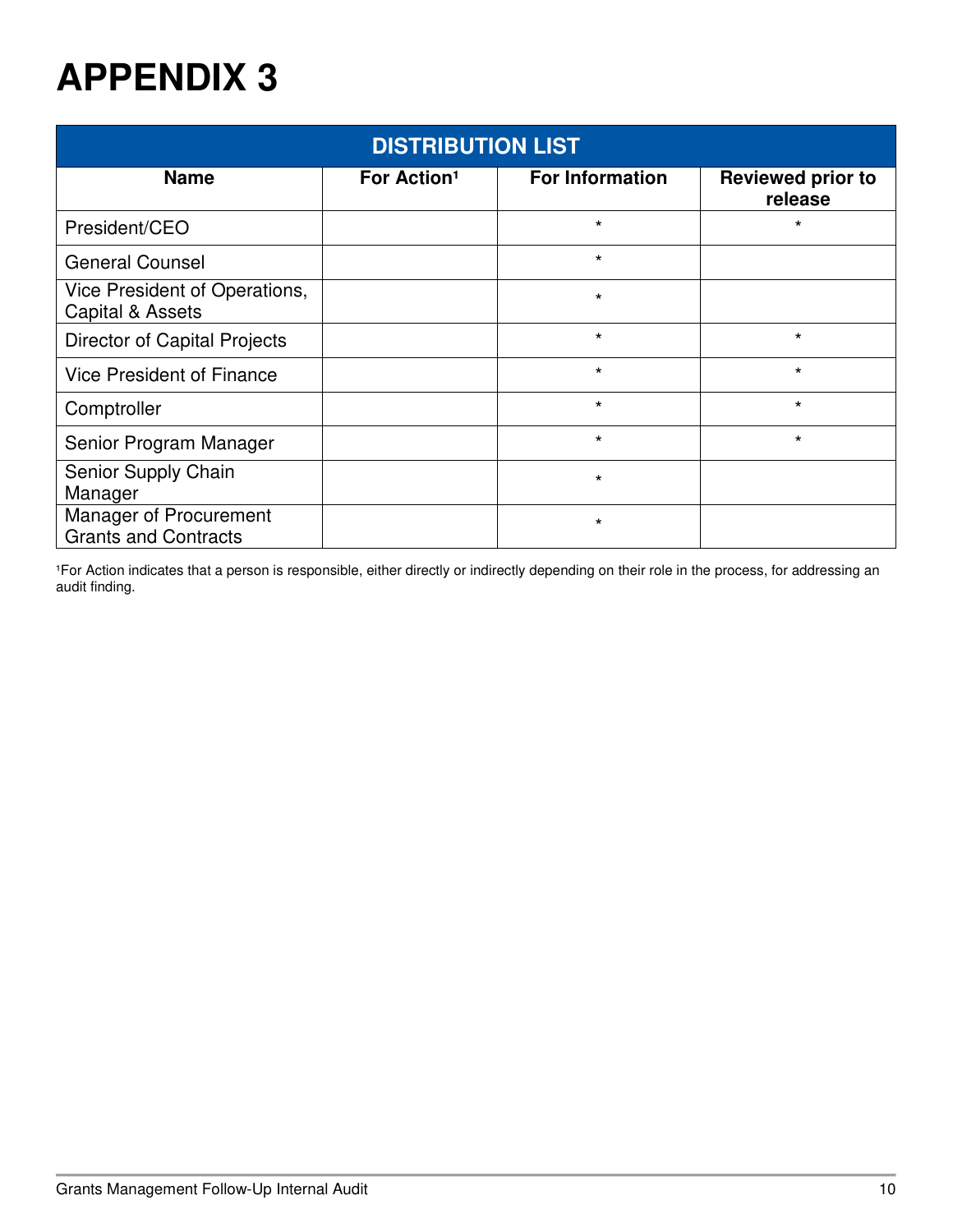# APPENDIX 3

| DISTRIBUTION LIST | | | |
|---|---|---|---|
| **Name** | **For Action**[1] | **For Information** | **Reviewed prior to release** |
| President/CEO | | * | * |
| General Counsel | | * | |
| Vice President of Operations, Capital & Assets | | * | |
| Director of Capital Projects | | * | * |
| Vice President of Finance | | * | * |
| Comptroller | | * | * |
| Senior Program Manager | | * | * |
| Senior Supply Chain Manager | | * | |
| Manager of Procurement Grants and Contracts | | * | |

[1]For Action indicates that a person is responsible, either directly or indirectly depending on their role in the process, for addressing an audit finding.